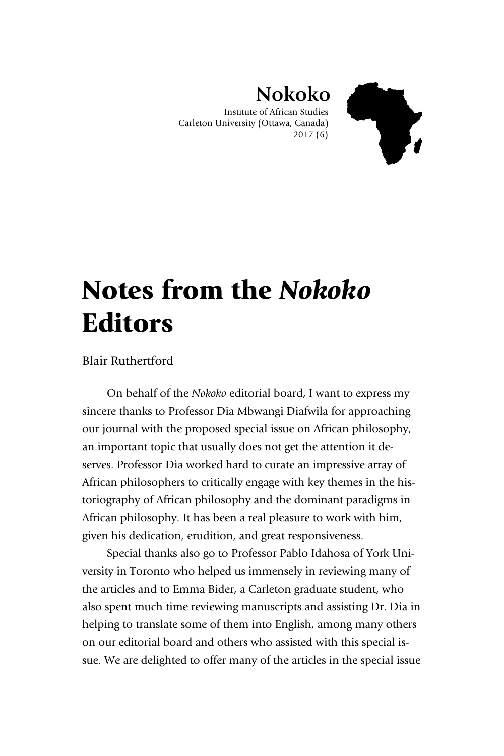Nokoko

Institute of African Studies
Carleton University (Ottawa, Canada)
2017 (6)

# Notes from the *Nokoko* Editors

Blair Ruthertford

On behalf of the *Nokoko* editorial board, I want to express my sincere thanks to Professor Dia Mbwangi Diafwila for approaching our journal with the proposed special issue on African philosophy, an important topic that usually does not get the attention it deserves. Professor Dia worked hard to curate an impressive array of African philosophers to critically engage with key themes in the historiography of African philosophy and the dominant paradigms in African philosophy. It has been a real pleasure to work with him, given his dedication, erudition, and great responsiveness.

Special thanks also go to Professor Pablo Idahosa of York University in Toronto who helped us immensely in reviewing many of the articles and to Emma Bider, a Carleton graduate student, who also spent much time reviewing manuscripts and assisting Dr. Dia in helping to translate some of them into English, among many others on our editorial board and others who assisted with this special issue. We are delighted to offer many of the articles in the special issue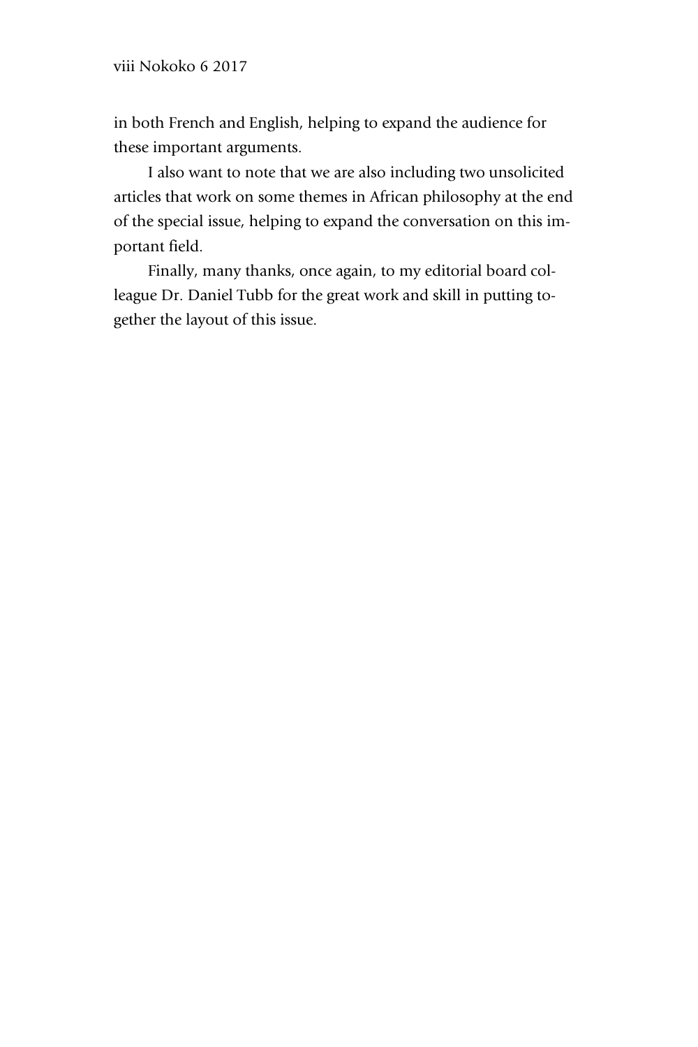in both French and English, helping to expand the audience for these important arguments.

I also want to note that we are also including two unsolicited articles that work on some themes in African philosophy at the end of the special issue, helping to expand the conversation on this important field.

Finally, many thanks, once again, to my editorial board colleague Dr. Daniel Tubb for the great work and skill in putting together the layout of this issue.